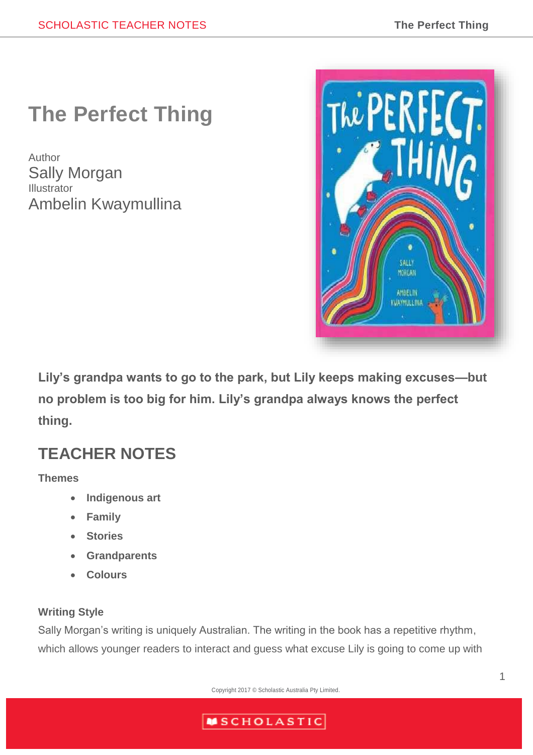# The Perfect Thing

Author
Sally Morgan
Illustrator
Ambelin Kwaymullina

**Lily's grandpa wants to go to the park, but Lily keeps making excuses—but no problem is too big for him. Lily's grandpa always knows the perfect thing.**

## TEACHER NOTES

### Themes

- **Indigenous art**
- **Family**
- **Stories**
- **Grandparents**
- **Colours**

### Writing Style

Sally Morgan's writing is uniquely Australian. The writing in the book has a repetitive rhythm, which allows younger readers to interact and guess what excuse Lily is going to come up with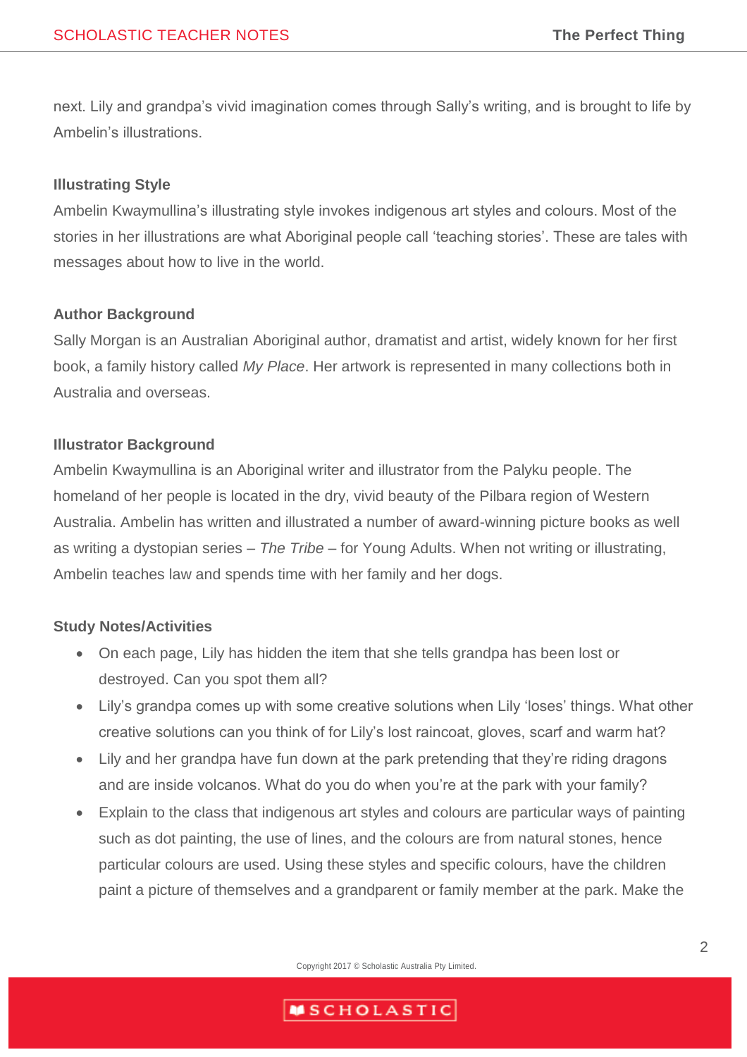next. Lily and grandpa's vivid imagination comes through Sally's writing, and is brought to life by Ambelin's illustrations.

**Illustrating Style**

Ambelin Kwaymullina's illustrating style invokes indigenous art styles and colours. Most of the stories in her illustrations are what Aboriginal people call 'teaching stories'. These are tales with messages about how to live in the world.

**Author Background**

Sally Morgan is an Australian Aboriginal author, dramatist and artist, widely known for her first book, a family history called *My Place*. Her artwork is represented in many collections both in Australia and overseas.

**Illustrator Background**

Ambelin Kwaymullina is an Aboriginal writer and illustrator from the Palyku people. The homeland of her people is located in the dry, vivid beauty of the Pilbara region of Western Australia. Ambelin has written and illustrated a number of award-winning picture books as well as writing a dystopian series – *The Tribe* – for Young Adults. When not writing or illustrating, Ambelin teaches law and spends time with her family and her dogs.

**Study Notes/Activities**

- On each page, Lily has hidden the item that she tells grandpa has been lost or destroyed. Can you spot them all?
- Lily's grandpa comes up with some creative solutions when Lily 'loses' things. What other creative solutions can you think of for Lily's lost raincoat, gloves, scarf and warm hat?
- Lily and her grandpa have fun down at the park pretending that they're riding dragons and are inside volcanos. What do you do when you're at the park with your family?
- Explain to the class that indigenous art styles and colours are particular ways of painting such as dot painting, the use of lines, and the colours are from natural stones, hence particular colours are used. Using these styles and specific colours, have the children paint a picture of themselves and a grandparent or family member at the park. Make the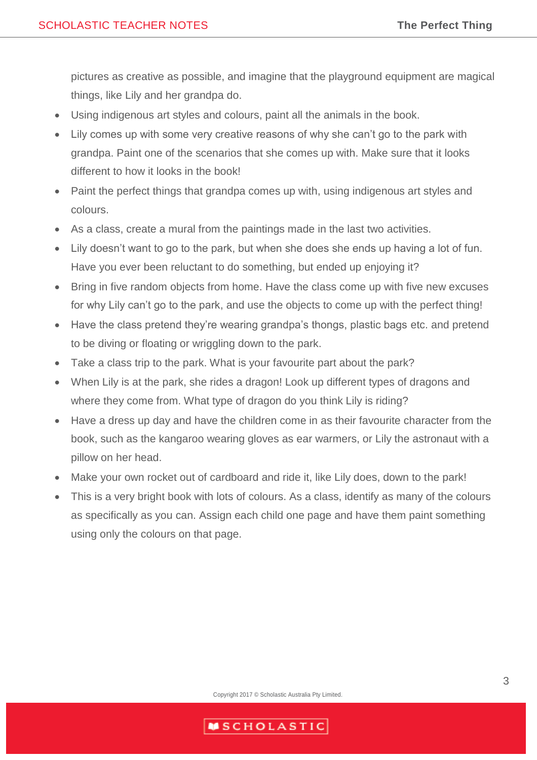pictures as creative as possible, and imagine that the playground equipment are magical things, like Lily and her grandpa do.

- Using indigenous art styles and colours, paint all the animals in the book.
- Lily comes up with some very creative reasons of why she can't go to the park with grandpa. Paint one of the scenarios that she comes up with. Make sure that it looks different to how it looks in the book!
- Paint the perfect things that grandpa comes up with, using indigenous art styles and colours.
- As a class, create a mural from the paintings made in the last two activities.
- Lily doesn't want to go to the park, but when she does she ends up having a lot of fun. Have you ever been reluctant to do something, but ended up enjoying it?
- Bring in five random objects from home. Have the class come up with five new excuses for why Lily can't go to the park, and use the objects to come up with the perfect thing!
- Have the class pretend they're wearing grandpa's thongs, plastic bags etc. and pretend to be diving or floating or wriggling down to the park.
- Take a class trip to the park. What is your favourite part about the park?
- When Lily is at the park, she rides a dragon! Look up different types of dragons and where they come from. What type of dragon do you think Lily is riding?
- Have a dress up day and have the children come in as their favourite character from the book, such as the kangaroo wearing gloves as ear warmers, or Lily the astronaut with a pillow on her head.
- Make your own rocket out of cardboard and ride it, like Lily does, down to the park!
- This is a very bright book with lots of colours. As a class, identify as many of the colours as specifically as you can. Assign each child one page and have them paint something using only the colours on that page.